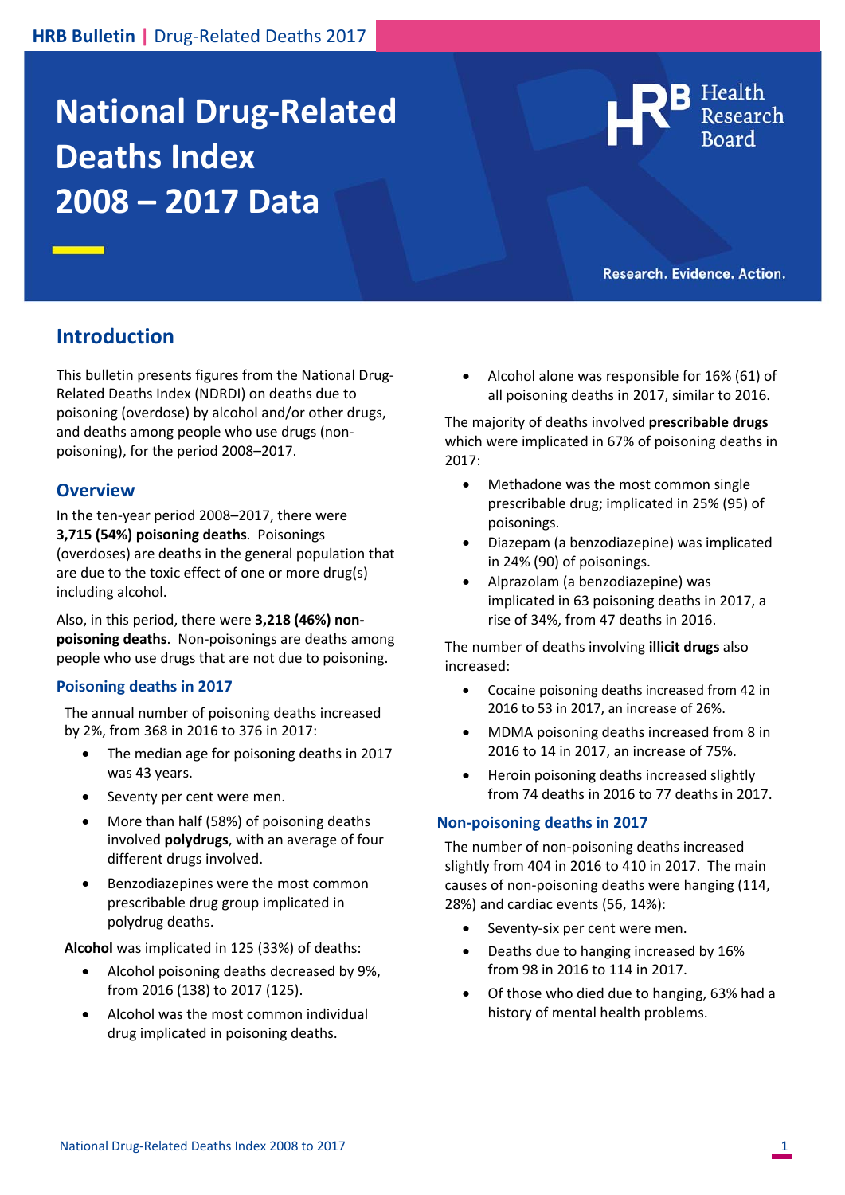# National Drug-Related Deaths Index 2008 – 2017 Data

Health Research Board

Research. Evidence. Action.

## Introduction

This bulletin presents figures from the National Drug-Related Deaths Index (NDRDI) on deaths due to poisoning (overdose) by alcohol and/or other drugs, and deaths among people who use drugs (non-poisoning), for the period 2008–2017.

## Overview

In the ten-year period 2008–2017, there were **3,715 (54%) poisoning deaths**. Poisonings (overdoses) are deaths in the general population that are due to the toxic effect of one or more drug(s) including alcohol.

Also, in this period, there were **3,218 (46%) non-poisoning deaths**. Non-poisonings are deaths among people who use drugs that are not due to poisoning.

### Poisoning deaths in 2017

The annual number of poisoning deaths increased by 2%, from 368 in 2016 to 376 in 2017:

- The median age for poisoning deaths in 2017 was 43 years.
- Seventy per cent were men.
- More than half (58%) of poisoning deaths involved **polydrugs**, with an average of four different drugs involved.
- Benzodiazepines were the most common prescribable drug group implicated in polydrug deaths.

**Alcohol** was implicated in 125 (33%) of deaths:

- Alcohol poisoning deaths decreased by 9%, from 2016 (138) to 2017 (125).
- Alcohol was the most common individual drug implicated in poisoning deaths.
- Alcohol alone was responsible for 16% (61) of all poisoning deaths in 2017, similar to 2016.

The majority of deaths involved **prescribable drugs** which were implicated in 67% of poisoning deaths in 2017:

- Methadone was the most common single prescribable drug; implicated in 25% (95) of poisonings.
- Diazepam (a benzodiazepine) was implicated in 24% (90) of poisonings.
- Alprazolam (a benzodiazepine) was implicated in 63 poisoning deaths in 2017, a rise of 34%, from 47 deaths in 2016.

The number of deaths involving **illicit drugs** also increased:

- Cocaine poisoning deaths increased from 42 in 2016 to 53 in 2017, an increase of 26%.
- MDMA poisoning deaths increased from 8 in 2016 to 14 in 2017, an increase of 75%.
- Heroin poisoning deaths increased slightly from 74 deaths in 2016 to 77 deaths in 2017.

### Non-poisoning deaths in 2017

The number of non-poisoning deaths increased slightly from 404 in 2016 to 410 in 2017. The main causes of non-poisoning deaths were hanging (114, 28%) and cardiac events (56, 14%):

- Seventy-six per cent were men.
- Deaths due to hanging increased by 16% from 98 in 2016 to 114 in 2017.
- Of those who died due to hanging, 63% had a history of mental health problems.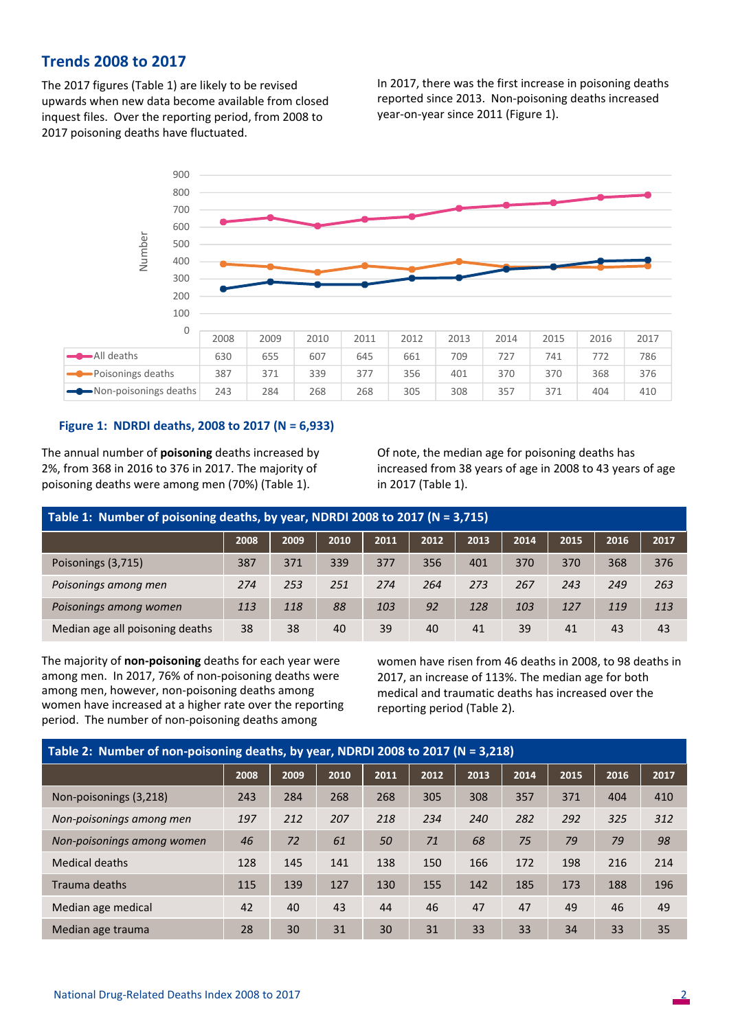## Trends 2008 to 2017

The 2017 figures (Table 1) are likely to be revised upwards when new data become available from closed inquest files. Over the reporting period, from 2008 to 2017 poisoning deaths have fluctuated.

In 2017, there was the first increase in poisoning deaths reported since 2013. Non-poisoning deaths increased year-on-year since 2011 (Figure 1).

| | 2008 | 2009 | 2010 | 2011 | 2012 | 2013 | 2014 | 2015 | 2016 | 2017 |
|---|---|---|---|---|---|---|---|---|---|---|
| All deaths | 630 | 655 | 607 | 645 | 661 | 709 | 727 | 741 | 772 | 786 |
| Poisonings deaths | 387 | 371 | 339 | 377 | 356 | 401 | 370 | 370 | 368 | 376 |
| Non-poisonings deaths | 243 | 284 | 268 | 268 | 305 | 308 | 357 | 371 | 404 | 410 |

**Figure 1: NDRDI deaths, 2008 to 2017 (N = 6,933)**

The annual number of **poisoning** deaths increased by 2%, from 368 in 2016 to 376 in 2017. The majority of poisoning deaths were among men (70%) (Table 1).

Of note, the median age for poisoning deaths has increased from 38 years of age in 2008 to 43 years of age in 2017 (Table 1).

**Table 1: Number of poisoning deaths, by year, NDRDI 2008 to 2017 (N = 3,715)**

| | 2008 | 2009 | 2010 | 2011 | 2012 | 2013 | 2014 | 2015 | 2016 | 2017 |
|---|---|---|---|---|---|---|---|---|---|---|
| Poisonings (3,715) | 387 | 371 | 339 | 377 | 356 | 401 | 370 | 370 | 368 | 376 |
| *Poisonings among men* | *274* | *253* | *251* | *274* | *264* | *273* | *267* | *243* | *249* | *263* |
| *Poisonings among women* | *113* | *118* | *88* | *103* | *92* | *128* | *103* | *127* | *119* | *113* |
| Median age all poisoning deaths | 38 | 38 | 40 | 39 | 40 | 41 | 39 | 41 | 43 | 43 |

The majority of **non-poisoning** deaths for each year were among men. In 2017, 76% of non-poisoning deaths were among men, however, non-poisoning deaths among women have increased at a higher rate over the reporting period. The number of non-poisoning deaths among women have risen from 46 deaths in 2008, to 98 deaths in 2017, an increase of 113%. The median age for both medical and traumatic deaths has increased over the reporting period (Table 2).

**Table 2: Number of non-poisoning deaths, by year, NDRDI 2008 to 2017 (N = 3,218)**

| | 2008 | 2009 | 2010 | 2011 | 2012 | 2013 | 2014 | 2015 | 2016 | 2017 |
|---|---|---|---|---|---|---|---|---|---|---|
| Non-poisonings (3,218) | 243 | 284 | 268 | 268 | 305 | 308 | 357 | 371 | 404 | 410 |
| *Non-poisonings among men* | *197* | *212* | *207* | *218* | *234* | *240* | *282* | *292* | *325* | *312* |
| *Non-poisonings among women* | *46* | *72* | *61* | *50* | *71* | *68* | *75* | *79* | *79* | *98* |
| Medical deaths | 128 | 145 | 141 | 138 | 150 | 166 | 172 | 198 | 216 | 214 |
| Trauma deaths | 115 | 139 | 127 | 130 | 155 | 142 | 185 | 173 | 188 | 196 |
| Median age medical | 42 | 40 | 43 | 44 | 46 | 47 | 47 | 49 | 46 | 49 |
| Median age trauma | 28 | 30 | 31 | 30 | 31 | 33 | 33 | 34 | 33 | 35 |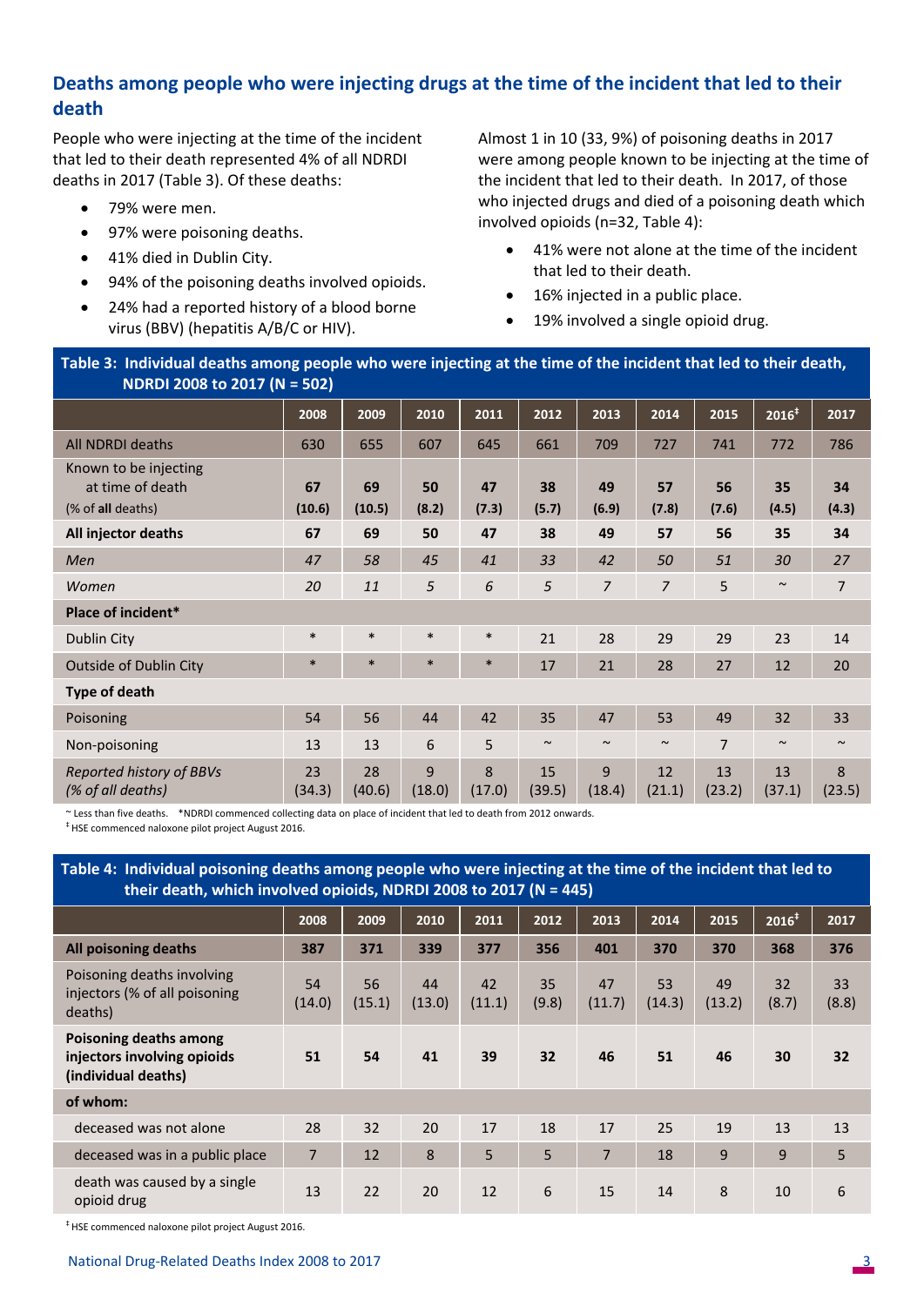## Deaths among people who were injecting drugs at the time of the incident that led to their death

People who were injecting at the time of the incident that led to their death represented 4% of all NDRDI deaths in 2017 (Table 3). Of these deaths:

- 79% were men.
- 97% were poisoning deaths.
- 41% died in Dublin City.
- 94% of the poisoning deaths involved opioids.
- 24% had a reported history of a blood borne virus (BBV) (hepatitis A/B/C or HIV).

Almost 1 in 10 (33, 9%) of poisoning deaths in 2017 were among people known to be injecting at the time of the incident that led to their death. In 2017, of those who injected drugs and died of a poisoning death which involved opioids (n=32, Table 4):

- 41% were not alone at the time of the incident that led to their death.
- 16% injected in a public place.
- 19% involved a single opioid drug.

**Table 3: Individual deaths among people who were injecting at the time of the incident that led to their death, NDRDI 2008 to 2017 (N = 502)**

| | 2008 | 2009 | 2010 | 2011 | 2012 | 2013 | 2014 | 2015 | 2016‡ | 2017 |
|---|---|---|---|---|---|---|---|---|---|---|
| All NDRDI deaths | 630 | 655 | 607 | 645 | 661 | 709 | 727 | 741 | 772 | 786 |
| Known to be injecting at time of death (% of **all** deaths) | **67 (10.6)** | **69 (10.5)** | **50 (8.2)** | **47 (7.3)** | **38 (5.7)** | **49 (6.9)** | **57 (7.8)** | **56 (7.6)** | **35 (4.5)** | **34 (4.3)** |
| **All injector deaths** | **67** | **69** | **50** | **47** | **38** | **49** | **57** | **56** | **35** | **34** |
| *Men* | *47* | *58* | *45* | *41* | *33* | *42* | *50* | *51* | *30* | *27* |
| *Women* | *20* | *11* | *5* | *6* | *5* | *7* | *7* | 5 | ~ | 7 |
| **Place of incident*** | | | | | | | | | | |
| Dublin City | * | * | * | * | 21 | 28 | 29 | 29 | 23 | 14 |
| Outside of Dublin City | * | * | * | * | 17 | 21 | 28 | 27 | 12 | 20 |
| **Type of death** | | | | | | | | | | |
| Poisoning | 54 | 56 | 44 | 42 | 35 | 47 | 53 | 49 | 32 | 33 |
| Non-poisoning | 13 | 13 | 6 | 5 | ~ | ~ | ~ | 7 | ~ | ~ |
| *Reported history of BBVs (% of all deaths)* | 23 (34.3) | 28 (40.6) | 9 (18.0) | 8 (17.0) | 15 (39.5) | 9 (18.4) | 12 (21.1) | 13 (23.2) | 13 (37.1) | 8 (23.5) |

~ Less than five deaths. *NDRDI commenced collecting data on place of incident that led to death from 2012 onwards.
‡ HSE commenced naloxone pilot project August 2016.

**Table 4: Individual poisoning deaths among people who were injecting at the time of the incident that led to their death, which involved opioids, NDRDI 2008 to 2017 (N = 445)**

| | 2008 | 2009 | 2010 | 2011 | 2012 | 2013 | 2014 | 2015 | 2016‡ | 2017 |
|---|---|---|---|---|---|---|---|---|---|---|
| **All poisoning deaths** | **387** | **371** | **339** | **377** | **356** | **401** | **370** | **370** | **368** | **376** |
| Poisoning deaths involving injectors (% of all poisoning deaths) | 54 (14.0) | 56 (15.1) | 44 (13.0) | 42 (11.1) | 35 (9.8) | 47 (11.7) | 53 (14.3) | 49 (13.2) | 32 (8.7) | 33 (8.8) |
| **Poisoning deaths among injectors involving opioids (individual deaths)** | **51** | **54** | **41** | **39** | **32** | **46** | **51** | **46** | **30** | **32** |
| **of whom:** | | | | | | | | | | |
| deceased was not alone | 28 | 32 | 20 | 17 | 18 | 17 | 25 | 19 | 13 | 13 |
| deceased was in a public place | 7 | 12 | 8 | 5 | 5 | 7 | 18 | 9 | 9 | 5 |
| death was caused by a single opioid drug | 13 | 22 | 20 | 12 | 6 | 15 | 14 | 8 | 10 | 6 |

‡ HSE commenced naloxone pilot project August 2016.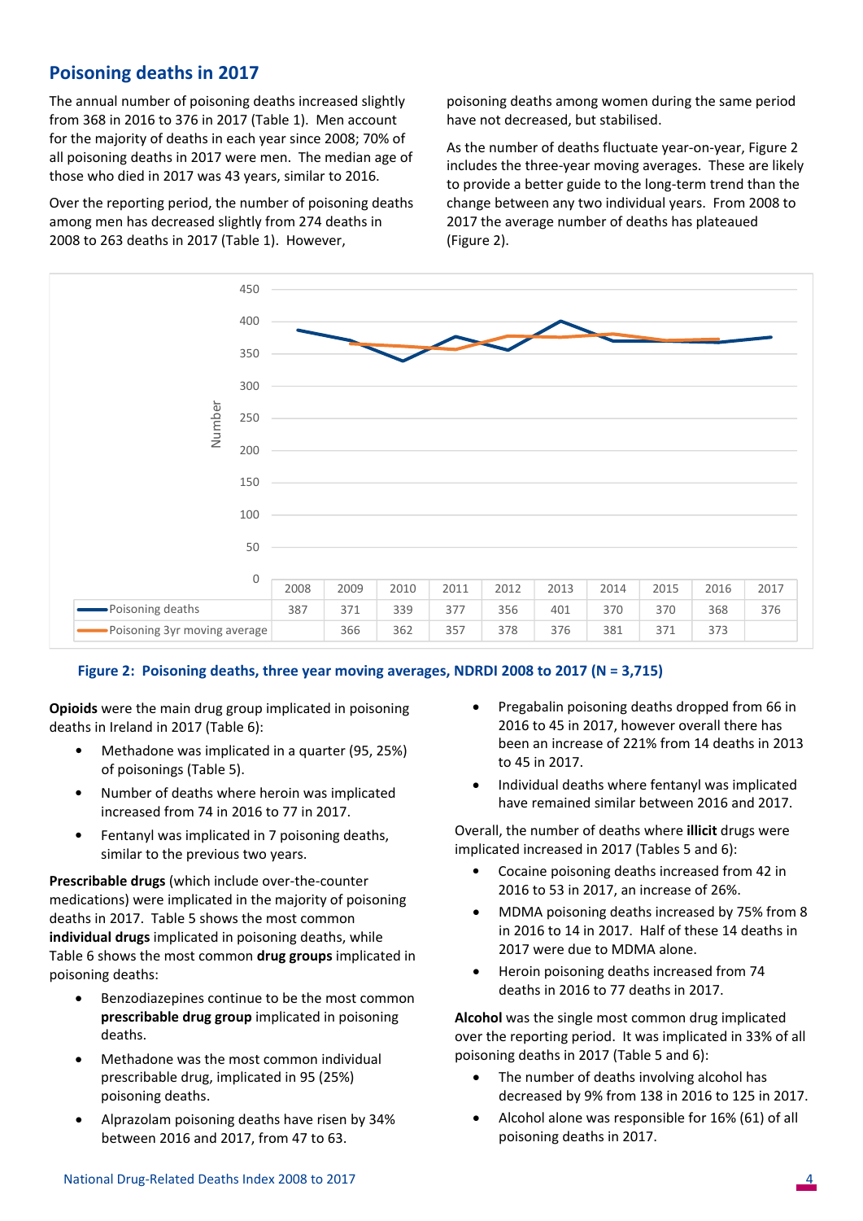## Poisoning deaths in 2017

The annual number of poisoning deaths increased slightly from 368 in 2016 to 376 in 2017 (Table 1). Men account for the majority of deaths in each year since 2008; 70% of all poisoning deaths in 2017 were men. The median age of those who died in 2017 was 43 years, similar to 2016.

Over the reporting period, the number of poisoning deaths among men has decreased slightly from 274 deaths in 2008 to 263 deaths in 2017 (Table 1). However, poisoning deaths among women during the same period have not decreased, but stabilised.

As the number of deaths fluctuate year-on-year, Figure 2 includes the three-year moving averages. These are likely to provide a better guide to the long-term trend than the change between any two individual years. From 2008 to 2017 the average number of deaths has plateaued (Figure 2).

| | 2008 | 2009 | 2010 | 2011 | 2012 | 2013 | 2014 | 2015 | 2016 | 2017 |
|---|---|---|---|---|---|---|---|---|---|---|
| Poisoning deaths | 387 | 371 | 339 | 377 | 356 | 401 | 370 | 370 | 368 | 376 |
| Poisoning 3yr moving average | | 366 | 362 | 357 | 378 | 376 | 381 | 371 | 373 | |

**Figure 2: Poisoning deaths, three year moving averages, NDRDI 2008 to 2017 (N = 3,715)**

**Opioids** were the main drug group implicated in poisoning deaths in Ireland in 2017 (Table 6):

- Methadone was implicated in a quarter (95, 25%) of poisonings (Table 5).
- Number of deaths where heroin was implicated increased from 74 in 2016 to 77 in 2017.
- Fentanyl was implicated in 7 poisoning deaths, similar to the previous two years.

**Prescribable drugs** (which include over-the-counter medications) were implicated in the majority of poisoning deaths in 2017. Table 5 shows the most common **individual drugs** implicated in poisoning deaths, while Table 6 shows the most common **drug groups** implicated in poisoning deaths:

- Benzodiazepines continue to be the most common **prescribable drug group** implicated in poisoning deaths.
- Methadone was the most common individual prescribable drug, implicated in 95 (25%) poisoning deaths.
- Alprazolam poisoning deaths have risen by 34% between 2016 and 2017, from 47 to 63.
- Pregabalin poisoning deaths dropped from 66 in 2016 to 45 in 2017, however overall there has been an increase of 221% from 14 deaths in 2013 to 45 in 2017.
- Individual deaths where fentanyl was implicated have remained similar between 2016 and 2017.

Overall, the number of deaths where **illicit** drugs were implicated increased in 2017 (Tables 5 and 6):

- Cocaine poisoning deaths increased from 42 in 2016 to 53 in 2017, an increase of 26%.
- MDMA poisoning deaths increased by 75% from 8 in 2016 to 14 in 2017. Half of these 14 deaths in 2017 were due to MDMA alone.
- Heroin poisoning deaths increased from 74 deaths in 2016 to 77 deaths in 2017.

**Alcohol** was the single most common drug implicated over the reporting period. It was implicated in 33% of all poisoning deaths in 2017 (Table 5 and 6):

- The number of deaths involving alcohol has decreased by 9% from 138 in 2016 to 125 in 2017.
- Alcohol alone was responsible for 16% (61) of all poisoning deaths in 2017.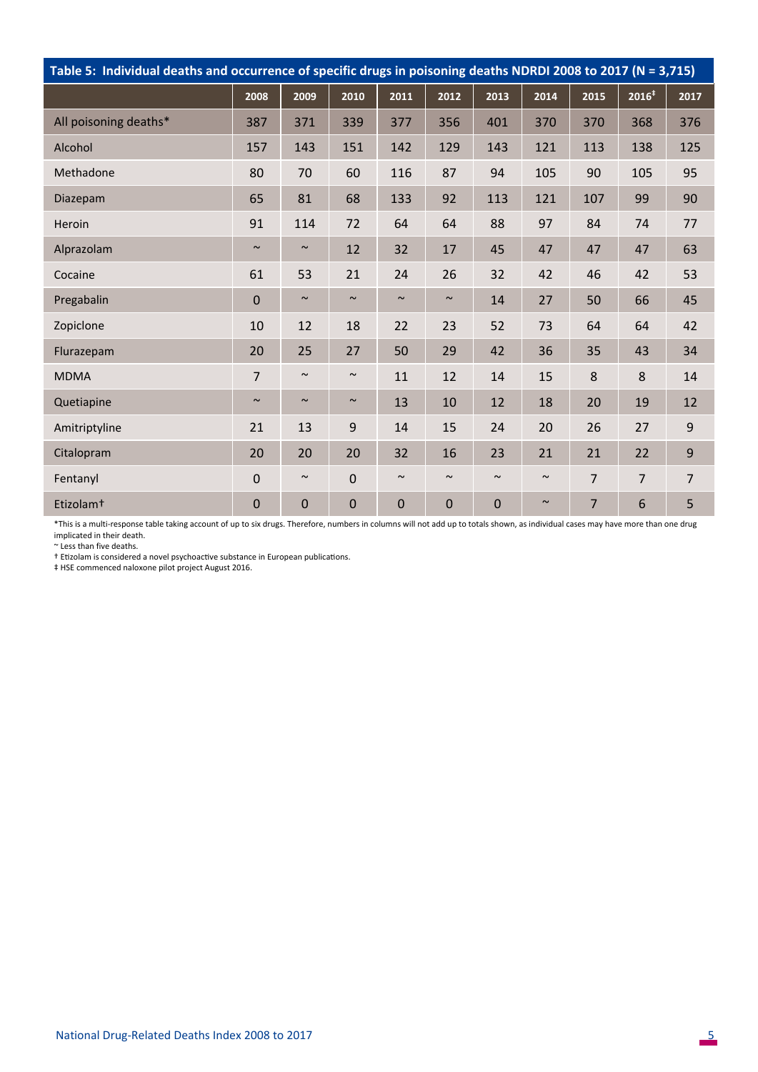**Table 5: Individual deaths and occurrence of specific drugs in poisoning deaths NDRDI 2008 to 2017 (N = 3,715)**

| | 2008 | 2009 | 2010 | 2011 | 2012 | 2013 | 2014 | 2015 | 2016‡ | 2017 |
|---|---|---|---|---|---|---|---|---|---|---|
| All poisoning deaths* | 387 | 371 | 339 | 377 | 356 | 401 | 370 | 370 | 368 | 376 |
| Alcohol | 157 | 143 | 151 | 142 | 129 | 143 | 121 | 113 | 138 | 125 |
| Methadone | 80 | 70 | 60 | 116 | 87 | 94 | 105 | 90 | 105 | 95 |
| Diazepam | 65 | 81 | 68 | 133 | 92 | 113 | 121 | 107 | 99 | 90 |
| Heroin | 91 | 114 | 72 | 64 | 64 | 88 | 97 | 84 | 74 | 77 |
| Alprazolam | ~ | ~ | 12 | 32 | 17 | 45 | 47 | 47 | 47 | 63 |
| Cocaine | 61 | 53 | 21 | 24 | 26 | 32 | 42 | 46 | 42 | 53 |
| Pregabalin | 0 | ~ | ~ | ~ | ~ | 14 | 27 | 50 | 66 | 45 |
| Zopiclone | 10 | 12 | 18 | 22 | 23 | 52 | 73 | 64 | 64 | 42 |
| Flurazepam | 20 | 25 | 27 | 50 | 29 | 42 | 36 | 35 | 43 | 34 |
| MDMA | 7 | ~ | ~ | 11 | 12 | 14 | 15 | 8 | 8 | 14 |
| Quetiapine | ~ | ~ | ~ | 13 | 10 | 12 | 18 | 20 | 19 | 12 |
| Amitriptyline | 21 | 13 | 9 | 14 | 15 | 24 | 20 | 26 | 27 | 9 |
| Citalopram | 20 | 20 | 20 | 32 | 16 | 23 | 21 | 21 | 22 | 9 |
| Fentanyl | 0 | ~ | 0 | ~ | ~ | ~ | ~ | 7 | 7 | 7 |
| Etizolam† | 0 | 0 | 0 | 0 | 0 | 0 | ~ | 7 | 6 | 5 |

*This is a multi-response table taking account of up to six drugs. Therefore, numbers in columns will not add up to totals shown, as individual cases may have more than one drug implicated in their death.

~ Less than five deaths.

† Etizolam is considered a novel psychoactive substance in European publications.

‡ HSE commenced naloxone pilot project August 2016.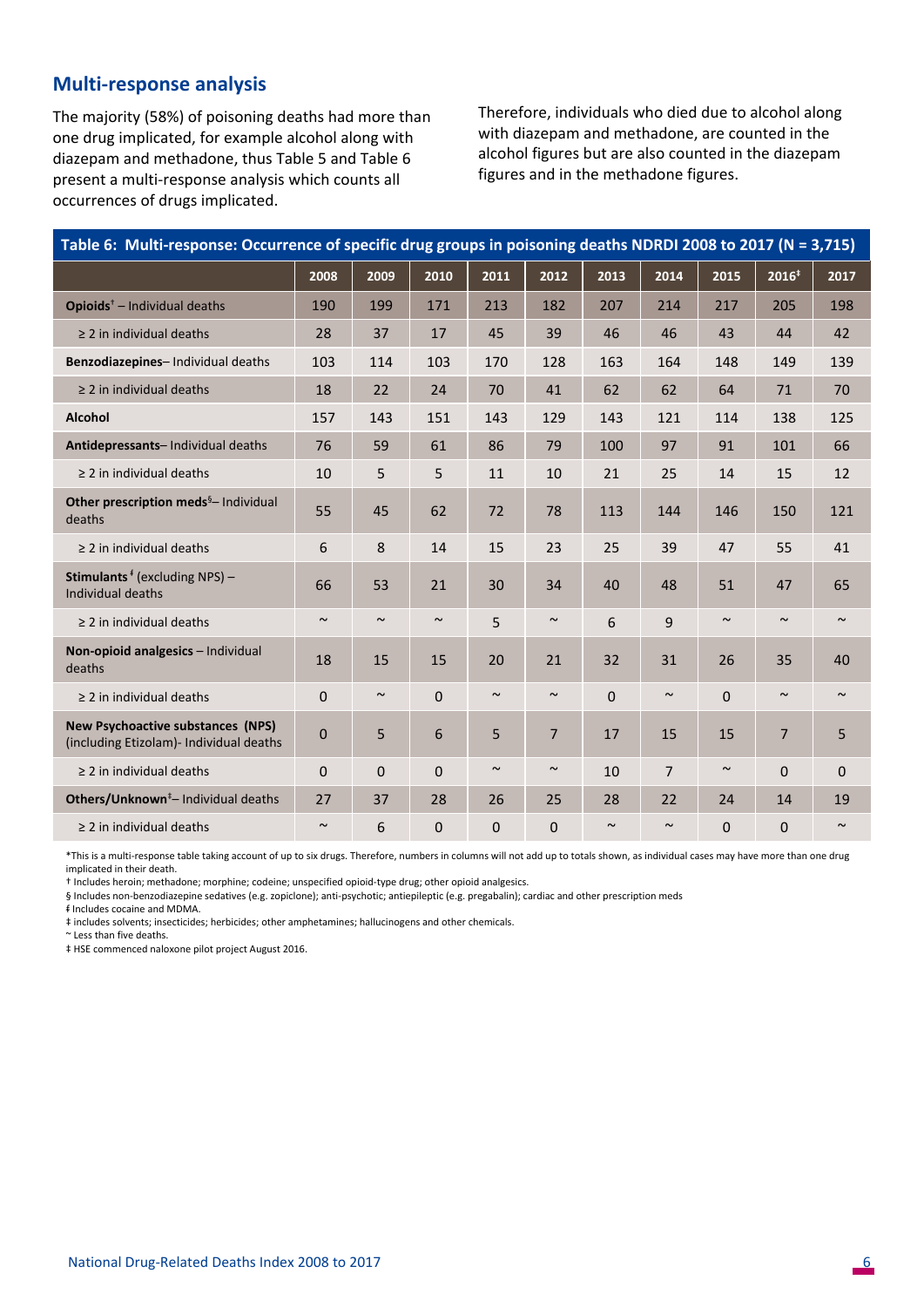## Multi-response analysis

The majority (58%) of poisoning deaths had more than one drug implicated, for example alcohol along with diazepam and methadone, thus Table 5 and Table 6 present a multi-response analysis which counts all occurrences of drugs implicated.

Therefore, individuals who died due to alcohol along with diazepam and methadone, are counted in the alcohol figures but are also counted in the diazepam figures and in the methadone figures.

**Table 6: Multi-response: Occurrence of specific drug groups in poisoning deaths NDRDI 2008 to 2017 (N = 3,715)**

| | 2008 | 2009 | 2010 | 2011 | 2012 | 2013 | 2014 | 2015 | 2016‡ | 2017 |
|---|---|---|---|---|---|---|---|---|---|---|
| **Opioids**† – Individual deaths | 190 | 199 | 171 | 213 | 182 | 207 | 214 | 217 | 205 | 198 |
| ≥ 2 in individual deaths | 28 | 37 | 17 | 45 | 39 | 46 | 46 | 43 | 44 | 42 |
| **Benzodiazepines**– Individual deaths | 103 | 114 | 103 | 170 | 128 | 163 | 164 | 148 | 149 | 139 |
| ≥ 2 in individual deaths | 18 | 22 | 24 | 70 | 41 | 62 | 62 | 64 | 71 | 70 |
| **Alcohol** | 157 | 143 | 151 | 143 | 129 | 143 | 121 | 114 | 138 | 125 |
| **Antidepressants**– Individual deaths | 76 | 59 | 61 | 86 | 79 | 100 | 97 | 91 | 101 | 66 |
| ≥ 2 in individual deaths | 10 | 5 | 5 | 11 | 10 | 21 | 25 | 14 | 15 | 12 |
| **Other prescription meds**§– Individual deaths | 55 | 45 | 62 | 72 | 78 | 113 | 144 | 146 | 150 | 121 |
| ≥ 2 in individual deaths | 6 | 8 | 14 | 15 | 23 | 25 | 39 | 47 | 55 | 41 |
| **Stimulants**ᶠ (excluding NPS) – Individual deaths | 66 | 53 | 21 | 30 | 34 | 40 | 48 | 51 | 47 | 65 |
| ≥ 2 in individual deaths | ~ | ~ | ~ | 5 | ~ | 6 | 9 | ~ | ~ | ~ |
| **Non-opioid analgesics** – Individual deaths | 18 | 15 | 15 | 20 | 21 | 32 | 31 | 26 | 35 | 40 |
| ≥ 2 in individual deaths | 0 | ~ | 0 | ~ | ~ | 0 | ~ | 0 | ~ | ~ |
| **New Psychoactive substances (NPS)** (including Etizolam)- Individual deaths | 0 | 5 | 6 | 5 | 7 | 17 | 15 | 15 | 7 | 5 |
| ≥ 2 in individual deaths | 0 | 0 | 0 | ~ | ~ | 10 | 7 | ~ | 0 | 0 |
| **Others/Unknown**‡– Individual deaths | 27 | 37 | 28 | 26 | 25 | 28 | 22 | 24 | 14 | 19 |
| ≥ 2 in individual deaths | ~ | 6 | 0 | 0 | 0 | ~ | ~ | 0 | 0 | ~ |

*This is a multi-response table taking account of up to six drugs. Therefore, numbers in columns will not add up to totals shown, as individual cases may have more than one drug implicated in their death.

† Includes heroin; methadone; morphine; codeine; unspecified opioid-type drug; other opioid analgesics.

§ Includes non-benzodiazepine sedatives (e.g. zopiclone); anti-psychotic; antiepileptic (e.g. pregabalin); cardiac and other prescription meds

ᶠ Includes cocaine and MDMA.

‡ includes solvents; insecticides; herbicides; other amphetamines; hallucinogens and other chemicals.

~ Less than five deaths.

‡ HSE commenced naloxone pilot project August 2016.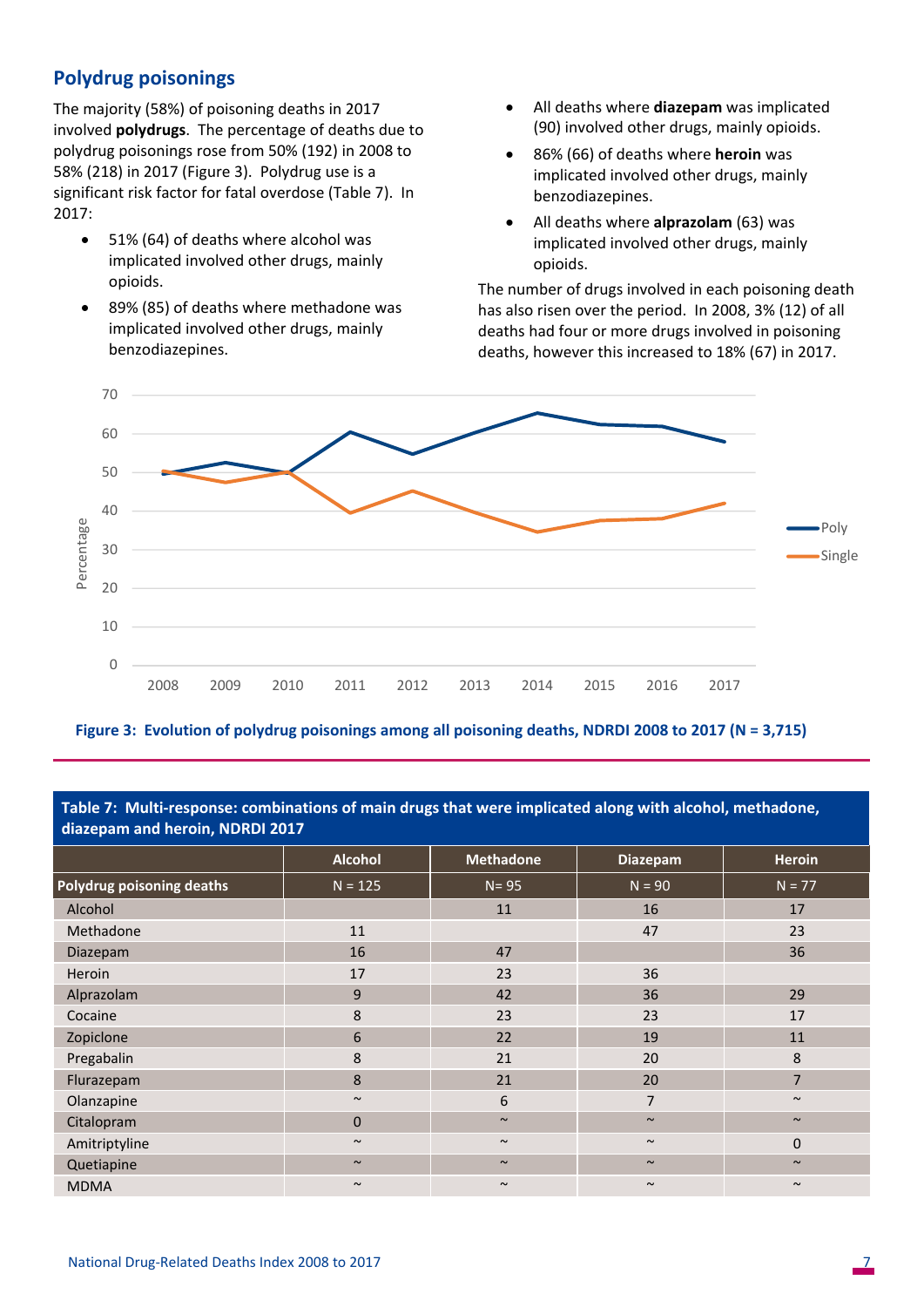## Polydrug poisonings

The majority (58%) of poisoning deaths in 2017 involved **polydrugs**. The percentage of deaths due to polydrug poisonings rose from 50% (192) in 2008 to 58% (218) in 2017 (Figure 3). Polydrug use is a significant risk factor for fatal overdose (Table 7). In 2017:

- 51% (64) of deaths where alcohol was implicated involved other drugs, mainly opioids.
- 89% (85) of deaths where methadone was implicated involved other drugs, mainly benzodiazepines.
- All deaths where **diazepam** was implicated (90) involved other drugs, mainly opioids.
- 86% (66) of deaths where **heroin** was implicated involved other drugs, mainly benzodiazepines.
- All deaths where **alprazolam** (63) was implicated involved other drugs, mainly opioids.

The number of drugs involved in each poisoning death has also risen over the period. In 2008, 3% (12) of all deaths had four or more drugs involved in poisoning deaths, however this increased to 18% (67) in 2017.

**Figure 3: Evolution of polydrug poisonings among all poisoning deaths, NDRDI 2008 to 2017 (N = 3,715)**

| Table 7: Multi-response: combinations of main drugs that were implicated along with alcohol, methadone, diazepam and heroin, NDRDI 2017 | Alcohol | Methadone | Diazepam | Heroin |
|---|---|---|---|---|
| **Polydrug poisoning deaths** | N = 125 | N= 95 | N = 90 | N = 77 |
| Alcohol | | 11 | 16 | 17 |
| Methadone | 11 | | 47 | 23 |
| Diazepam | 16 | 47 | | 36 |
| Heroin | 17 | 23 | 36 | |
| Alprazolam | 9 | 42 | 36 | 29 |
| Cocaine | 8 | 23 | 23 | 17 |
| Zopiclone | 6 | 22 | 19 | 11 |
| Pregabalin | 8 | 21 | 20 | 8 |
| Flurazepam | 8 | 21 | 20 | 7 |
| Olanzapine | ~ | 6 | 7 | ~ |
| Citalopram | 0 | ~ | ~ | ~ |
| Amitriptyline | ~ | ~ | ~ | 0 |
| Quetiapine | ~ | ~ | ~ | ~ |
| MDMA | ~ | ~ | ~ | ~ |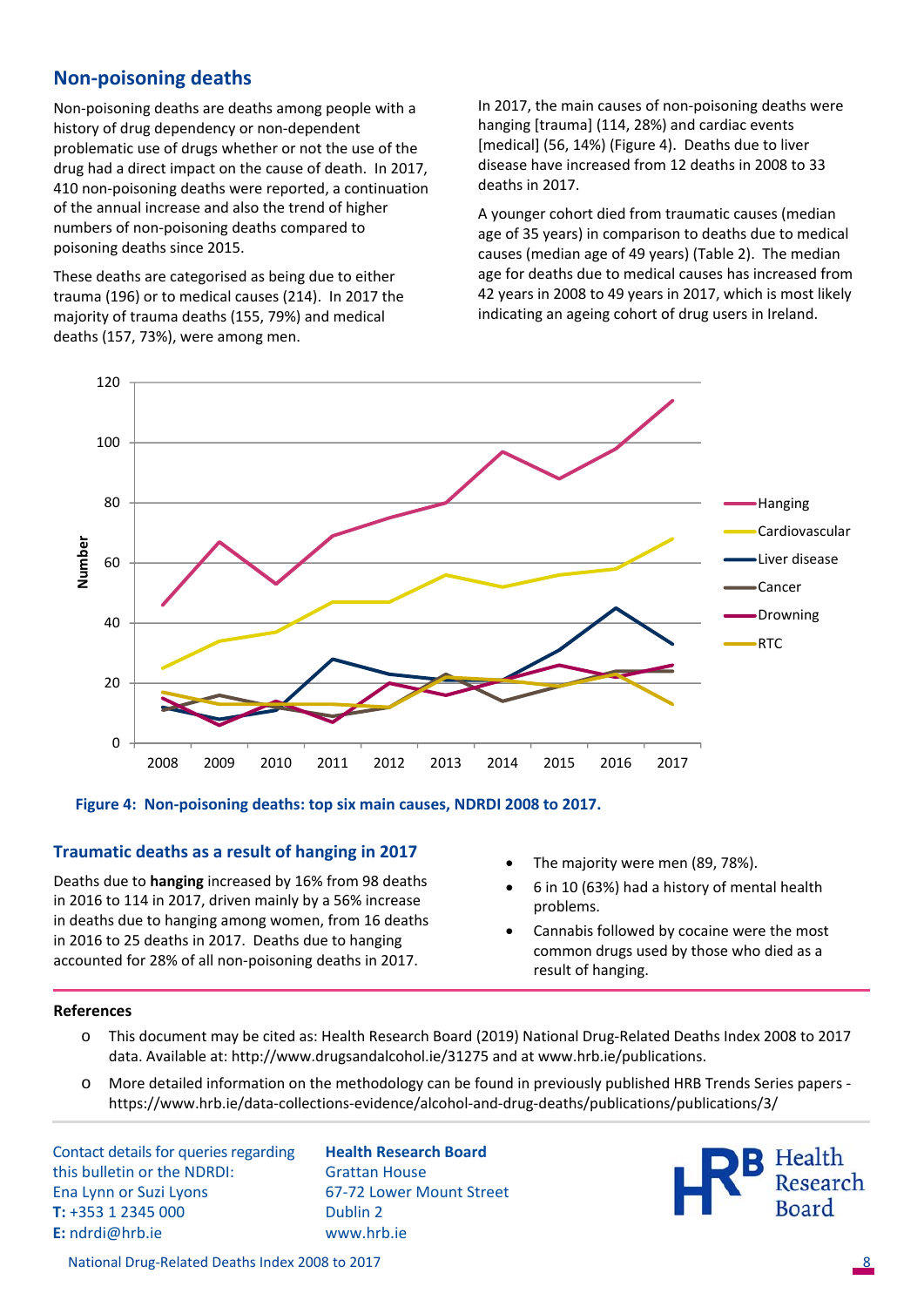## Non-poisoning deaths

Non-poisoning deaths are deaths among people with a history of drug dependency or non-dependent problematic use of drugs whether or not the use of the drug had a direct impact on the cause of death. In 2017, 410 non-poisoning deaths were reported, a continuation of the annual increase and also the trend of higher numbers of non-poisoning deaths compared to poisoning deaths since 2015.

These deaths are categorised as being due to either trauma (196) or to medical causes (214). In 2017 the majority of trauma deaths (155, 79%) and medical deaths (157, 73%), were among men.

In 2017, the main causes of non-poisoning deaths were hanging [trauma] (114, 28%) and cardiac events [medical] (56, 14%) (Figure 4). Deaths due to liver disease have increased from 12 deaths in 2008 to 33 deaths in 2017.

A younger cohort died from traumatic causes (median age of 35 years) in comparison to deaths due to medical causes (median age of 49 years) (Table 2). The median age for deaths due to medical causes has increased from 42 years in 2008 to 49 years in 2017, which is most likely indicating an ageing cohort of drug users in Ireland.

Number

0
20
40
60
80
100
120

2008 2009 2010 2011 2012 2013 2014 2015 2016 2017

Hanging
Cardiovascular
Liver disease
Cancer
Drowning
RTC

**Figure 4: Non-poisoning deaths: top six main causes, NDRDI 2008 to 2017.**

### Traumatic deaths as a result of hanging in 2017

Deaths due to **hanging** increased by 16% from 98 deaths in 2016 to 114 in 2017, driven mainly by a 56% increase in deaths due to hanging among women, from 16 deaths in 2016 to 25 deaths in 2017. Deaths due to hanging accounted for 28% of all non-poisoning deaths in 2017.

- The majority were men (89, 78%).
- 6 in 10 (63%) had a history of mental health problems.
- Cannabis followed by cocaine were the most common drugs used by those who died as a result of hanging.

**References**

- This document may be cited as: Health Research Board (2019) National Drug-Related Deaths Index 2008 to 2017 data. Available at: http://www.drugsandalcohol.ie/31275 and at www.hrb.ie/publications.
- More detailed information on the methodology can be found in previously published HRB Trends Series papers - https://www.hrb.ie/data-collections-evidence/alcohol-and-drug-deaths/publications/publications/3/

Contact details for queries regarding this bulletin or the NDRDI:
Ena Lynn or Suzi Lyons
**T:** +353 1 2345 000
**E:** ndrdi@hrb.ie

**Health Research Board**
Grattan House
67-72 Lower Mount Street
Dublin 2
www.hrb.ie

HRB Health Research Board